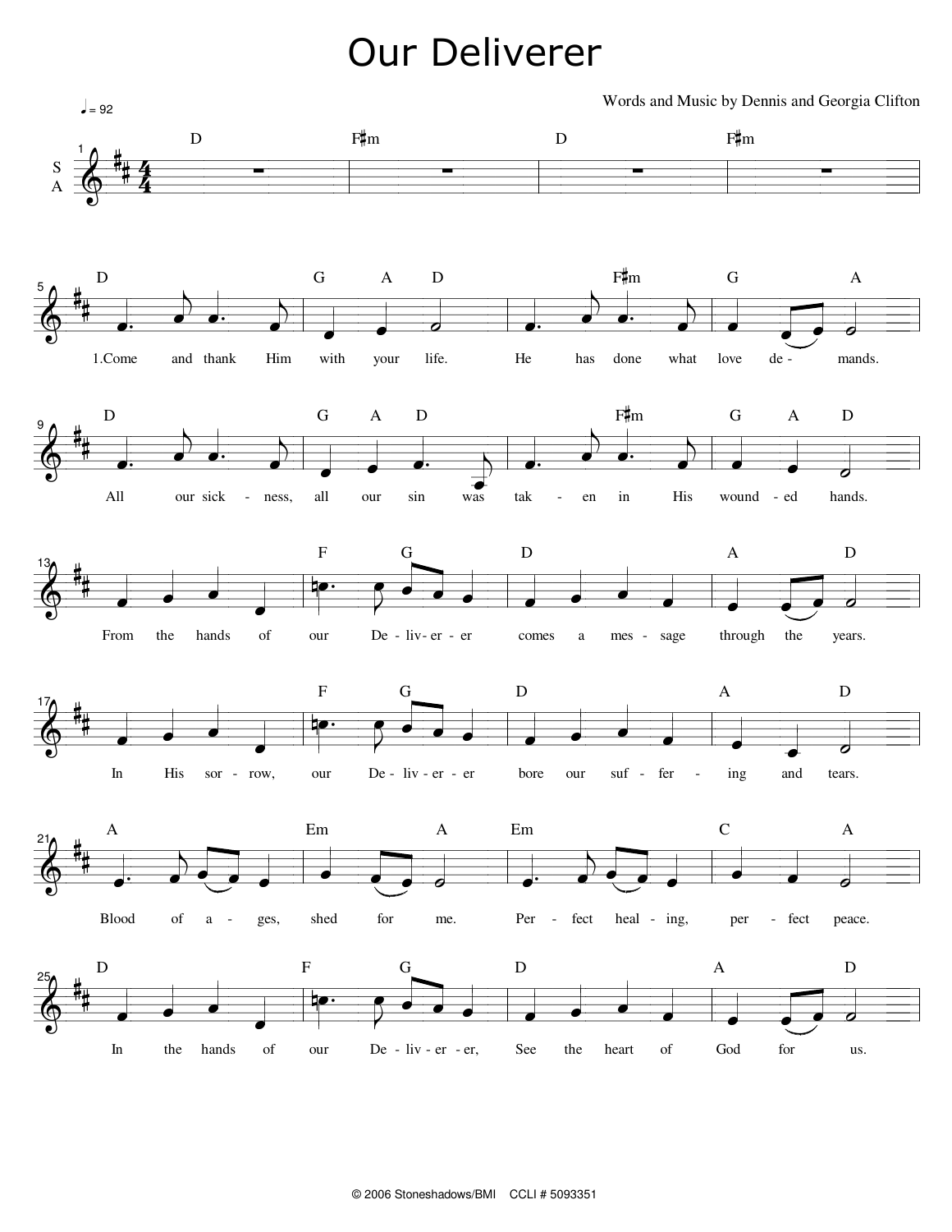# Our Deliverer

Words and Music by Dennis and Georgia Clifton

♩ = 92

1.Come and thank Him with your life. He has done what love de - mands.

All our sick - ness, all our sin was tak - en in His wound - ed hands.

From the hands of our De - liv - er - er comes a mes - sage through the years.

In His sor - row, our De - liv - er - er bore our suf - fer - ing and tears.

Blood of a - ges, shed for me. Per - fect heal - ing, per - fect peace.

In the hands of our De - liv - er - er, See the heart of God for us.

© 2006 Stoneshadows/BMI CCLI # 5093351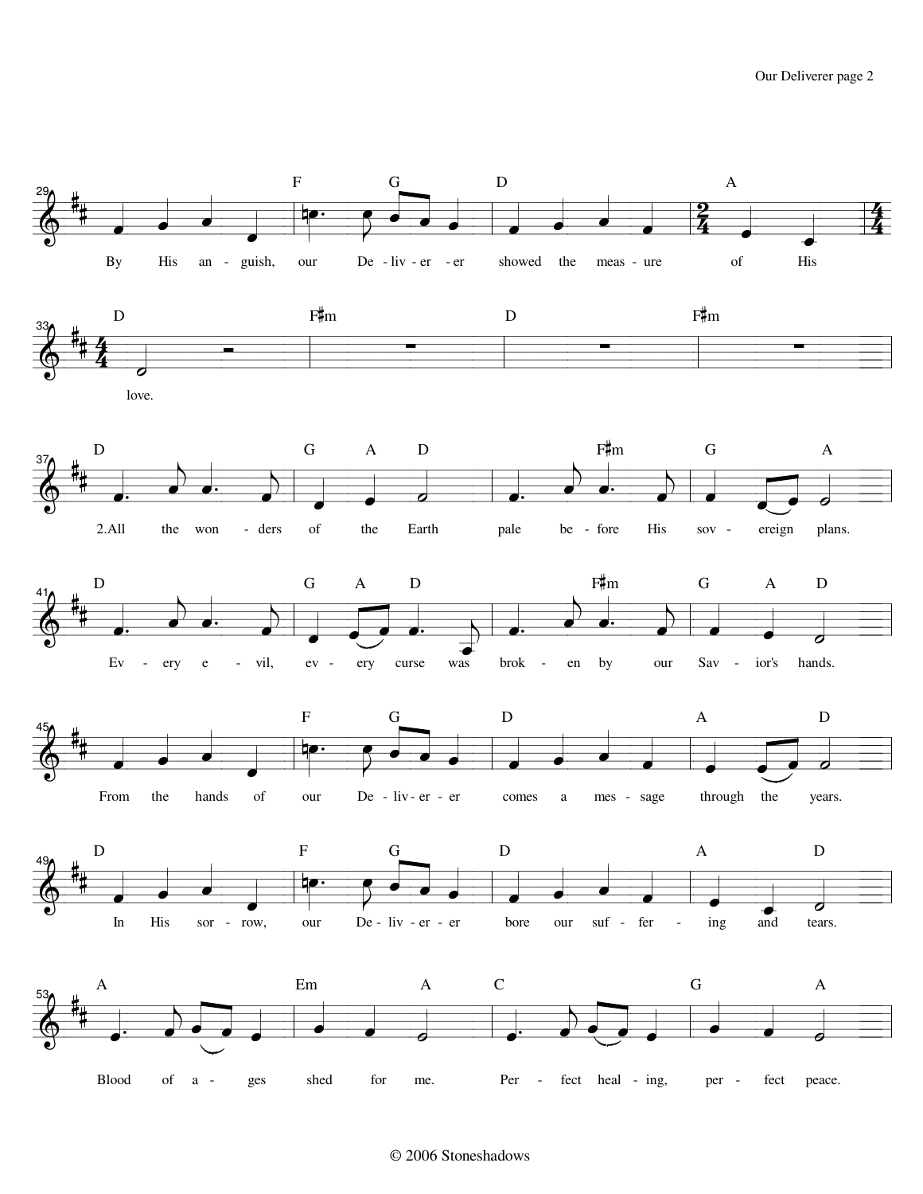**29** — Chords: F G D A

By His an - guish, our De - liv - er - er showed the meas - ure of His

**33** — Chords: D F♯m D F♯m

love.

**37** — Chords: D G A D F♯m G A

2. All the won - ders of the Earth pale be - fore His sov - ereign plans.

**41** — Chords: D G A D F♯m G A D

Ev - ery e - vil, ev - ery curse was brok - en by our Sav - ior's hands.

**45** — Chords: F G D A D

From the hands of our De - liv - er - er comes a mes - sage through the years.

**49** — Chords: D F G D A D

In His sor - row, our De - liv - er - er bore our suf - fer - ing and tears.

**53** — Chords: A Em A C G A

Blood of a - ges shed for me. Per - fect heal - ing, per - fect peace.

© 2006 Stoneshadows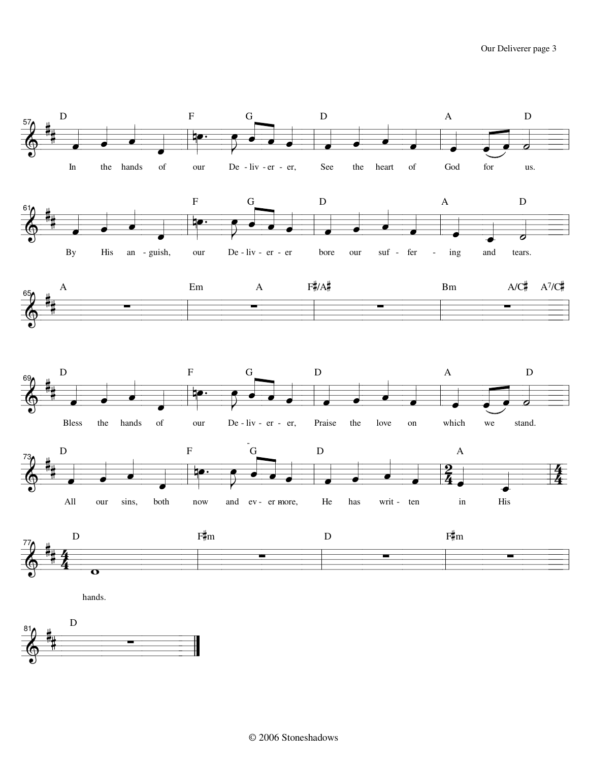In the hands of our De - liv - er - er, See the heart of God for us.

By His an - guish, our De - liv - er - er bore our suf - fer - ing and tears.

Bless the hands of our De - liv - er - er, Praise the love on which we stand.

All our sins, both now and ev - er - more, He has writ - ten in His hands.

© 2006 Stoneshadows